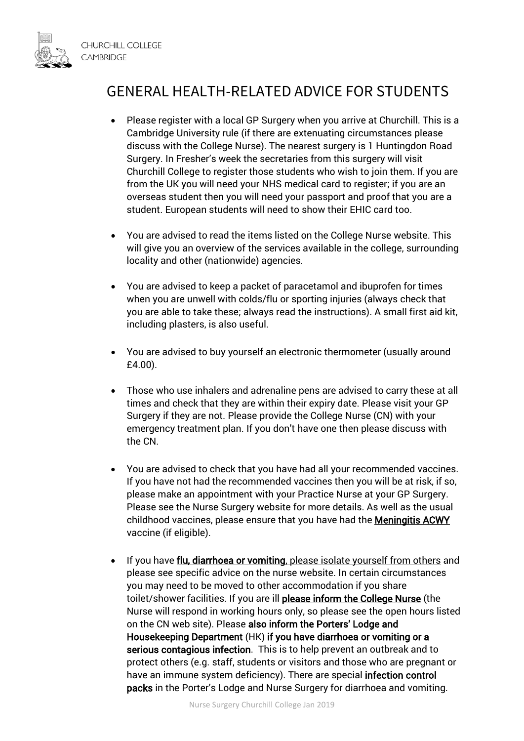CHURCHILL COLLEGE
CAMBRIDGE

# GENERAL HEALTH-RELATED ADVICE FOR STUDENTS

- Please register with a local GP Surgery when you arrive at Churchill. This is a Cambridge University rule (if there are extenuating circumstances please discuss with the College Nurse). The nearest surgery is 1 Huntingdon Road Surgery. In Fresher's week the secretaries from this surgery will visit Churchill College to register those students who wish to join them. If you are from the UK you will need your NHS medical card to register; if you are an overseas student then you will need your passport and proof that you are a student. European students will need to show their EHIC card too.

- You are advised to read the items listed on the College Nurse website. This will give you an overview of the services available in the college, surrounding locality and other (nationwide) agencies.

- You are advised to keep a packet of paracetamol and ibuprofen for times when you are unwell with colds/flu or sporting injuries (always check that you are able to take these; always read the instructions). A small first aid kit, including plasters, is also useful.

- You are advised to buy yourself an electronic thermometer (usually around £4.00).

- Those who use inhalers and adrenaline pens are advised to carry these at all times and check that they are within their expiry date. Please visit your GP Surgery if they are not. Please provide the College Nurse (CN) with your emergency treatment plan. If you don't have one then please discuss with the CN.

- You are advised to check that you have had all your recommended vaccines. If you have not had the recommended vaccines then you will be at risk, if so, please make an appointment with your Practice Nurse at your GP Surgery. Please see the Nurse Surgery website for more details. As well as the usual childhood vaccines, please ensure that you have had the **Meningitis ACWY** vaccine (if eligible).

- If you have **flu, diarrhoea or vomiting**, please isolate yourself from others and please see specific advice on the nurse website. In certain circumstances you may need to be moved to other accommodation if you share toilet/shower facilities. If you are ill **please inform the College Nurse** (the Nurse will respond in working hours only, so please see the open hours listed on the CN web site). Please **also inform the Porters' Lodge and Housekeeping Department** (HK) **if you have diarrhoea or vomiting or a serious contagious infection**. This is to help prevent an outbreak and to protect others (e.g. staff, students or visitors and those who are pregnant or have an immune system deficiency). There are special **infection control packs** in the Porter's Lodge and Nurse Surgery for diarrhoea and vomiting.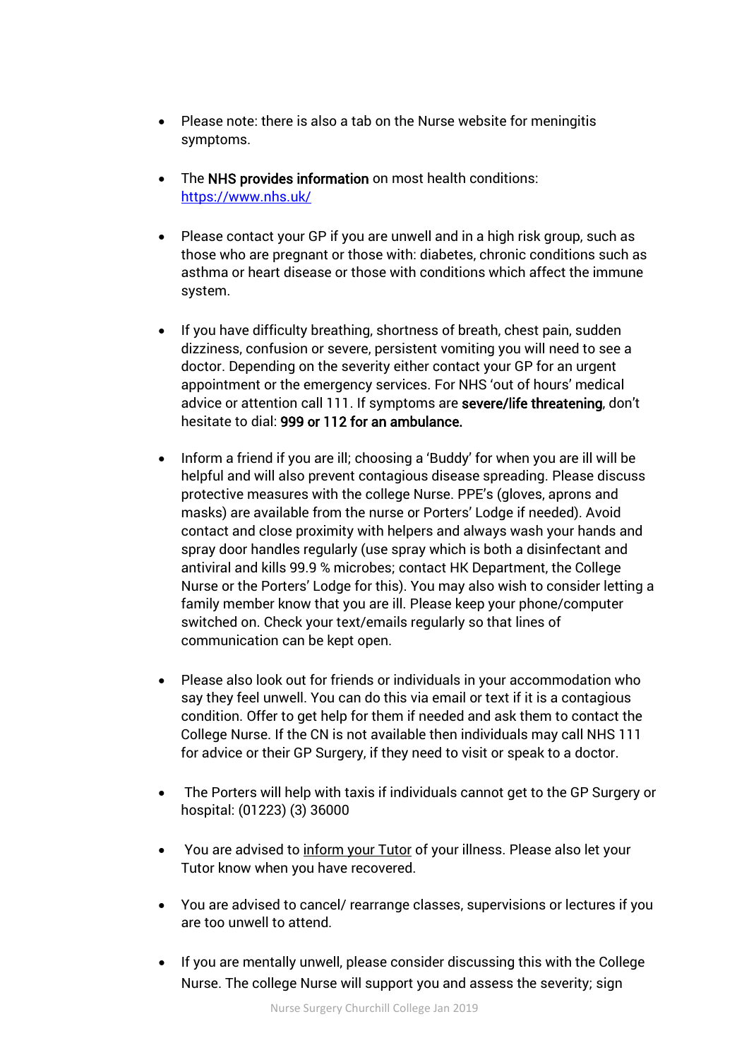- Please note: there is also a tab on the Nurse website for meningitis symptoms.

- The **NHS provides information** on most health conditions: [https://www.nhs.uk/](https://www.nhs.uk/)

- Please contact your GP if you are unwell and in a high risk group, such as those who are pregnant or those with: diabetes, chronic conditions such as asthma or heart disease or those with conditions which affect the immune system.

- If you have difficulty breathing, shortness of breath, chest pain, sudden dizziness, confusion or severe, persistent vomiting you will need to see a doctor. Depending on the severity either contact your GP for an urgent appointment or the emergency services. For NHS 'out of hours' medical advice or attention call 111. If symptoms are **severe/life threatening**, don't hesitate to dial: **999 or 112 for an ambulance.**

- Inform a friend if you are ill; choosing a 'Buddy' for when you are ill will be helpful and will also prevent contagious disease spreading. Please discuss protective measures with the college Nurse. PPE's (gloves, aprons and masks) are available from the nurse or Porters' Lodge if needed). Avoid contact and close proximity with helpers and always wash your hands and spray door handles regularly (use spray which is both a disinfectant and antiviral and kills 99.9 % microbes; contact HK Department, the College Nurse or the Porters' Lodge for this). You may also wish to consider letting a family member know that you are ill. Please keep your phone/computer switched on. Check your text/emails regularly so that lines of communication can be kept open.

- Please also look out for friends or individuals in your accommodation who say they feel unwell. You can do this via email or text if it is a contagious condition. Offer to get help for them if needed and ask them to contact the College Nurse. If the CN is not available then individuals may call NHS 111 for advice or their GP Surgery, if they need to visit or speak to a doctor.

- The Porters will help with taxis if individuals cannot get to the GP Surgery or hospital: (01223) (3) 36000

- You are advised to <u>inform your Tutor</u> of your illness. Please also let your Tutor know when you have recovered.

- You are advised to cancel/ rearrange classes, supervisions or lectures if you are too unwell to attend.

- If you are mentally unwell, please consider discussing this with the College Nurse. The college Nurse will support you and assess the severity; sign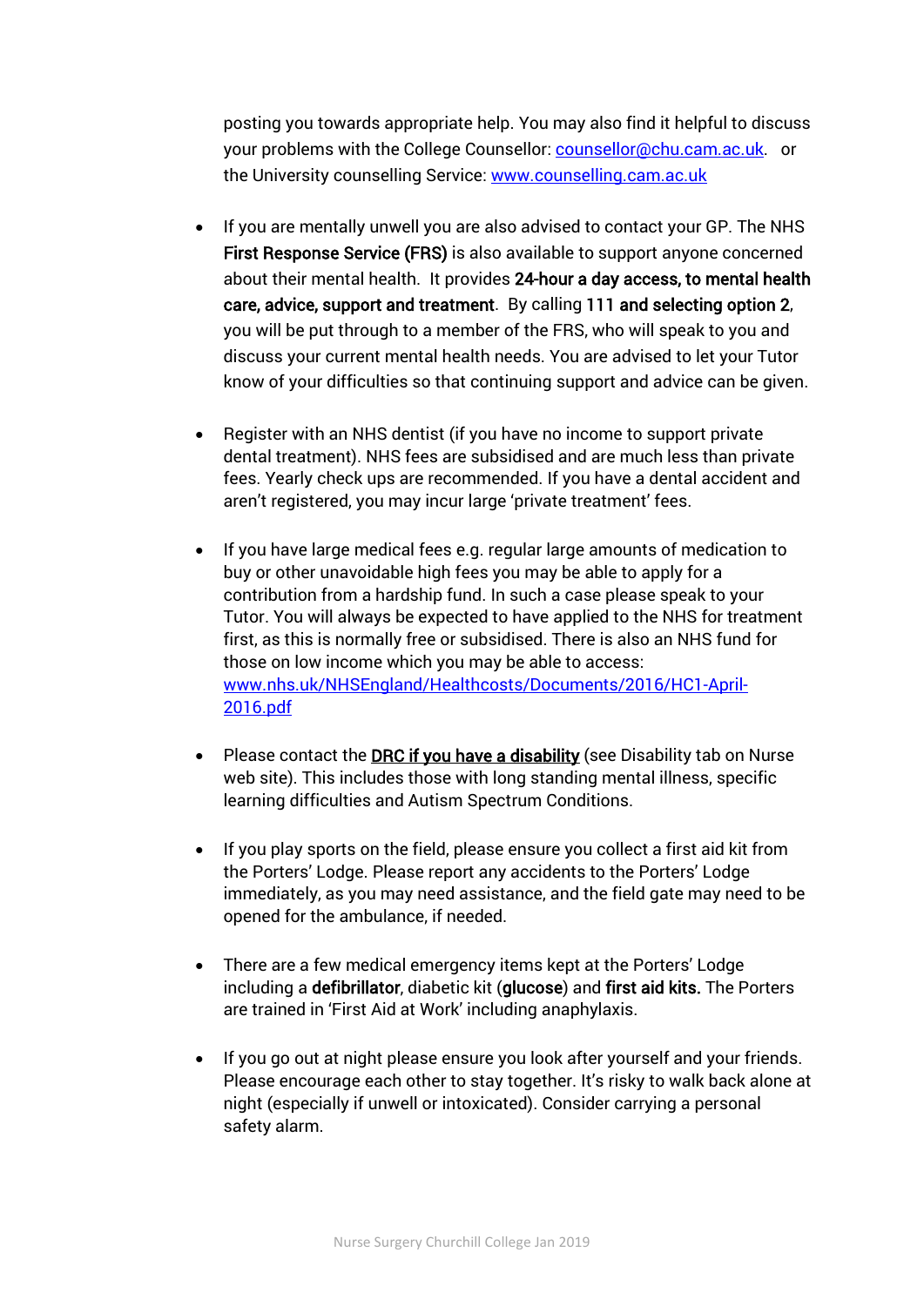posting you towards appropriate help. You may also find it helpful to discuss your problems with the College Counsellor: counsellor@chu.cam.ac.uk. or the University counselling Service: www.counselling.cam.ac.uk

- If you are mentally unwell you are also advised to contact your GP. The NHS **First Response Service (FRS)** is also available to support anyone concerned about their mental health. It provides **24-hour a day access, to mental health care, advice, support and treatment**. By calling **111 and selecting option 2**, you will be put through to a member of the FRS, who will speak to you and discuss your current mental health needs. You are advised to let your Tutor know of your difficulties so that continuing support and advice can be given.

- Register with an NHS dentist (if you have no income to support private dental treatment). NHS fees are subsidised and are much less than private fees. Yearly check ups are recommended. If you have a dental accident and aren't registered, you may incur large 'private treatment' fees.

- If you have large medical fees e.g. regular large amounts of medication to buy or other unavoidable high fees you may be able to apply for a contribution from a hardship fund. In such a case please speak to your Tutor. You will always be expected to have applied to the NHS for treatment first, as this is normally free or subsidised. There is also an NHS fund for those on low income which you may be able to access: www.nhs.uk/NHSEngland/Healthcosts/Documents/2016/HC1-April-2016.pdf

- Please contact the **DRC if you have a disability** (see Disability tab on Nurse web site). This includes those with long standing mental illness, specific learning difficulties and Autism Spectrum Conditions.

- If you play sports on the field, please ensure you collect a first aid kit from the Porters' Lodge. Please report any accidents to the Porters' Lodge immediately, as you may need assistance, and the field gate may need to be opened for the ambulance, if needed.

- There are a few medical emergency items kept at the Porters' Lodge including a **defibrillator**, diabetic kit (**glucose**) and **first aid kits.** The Porters are trained in 'First Aid at Work' including anaphylaxis.

- If you go out at night please ensure you look after yourself and your friends. Please encourage each other to stay together. It's risky to walk back alone at night (especially if unwell or intoxicated). Consider carrying a personal safety alarm.